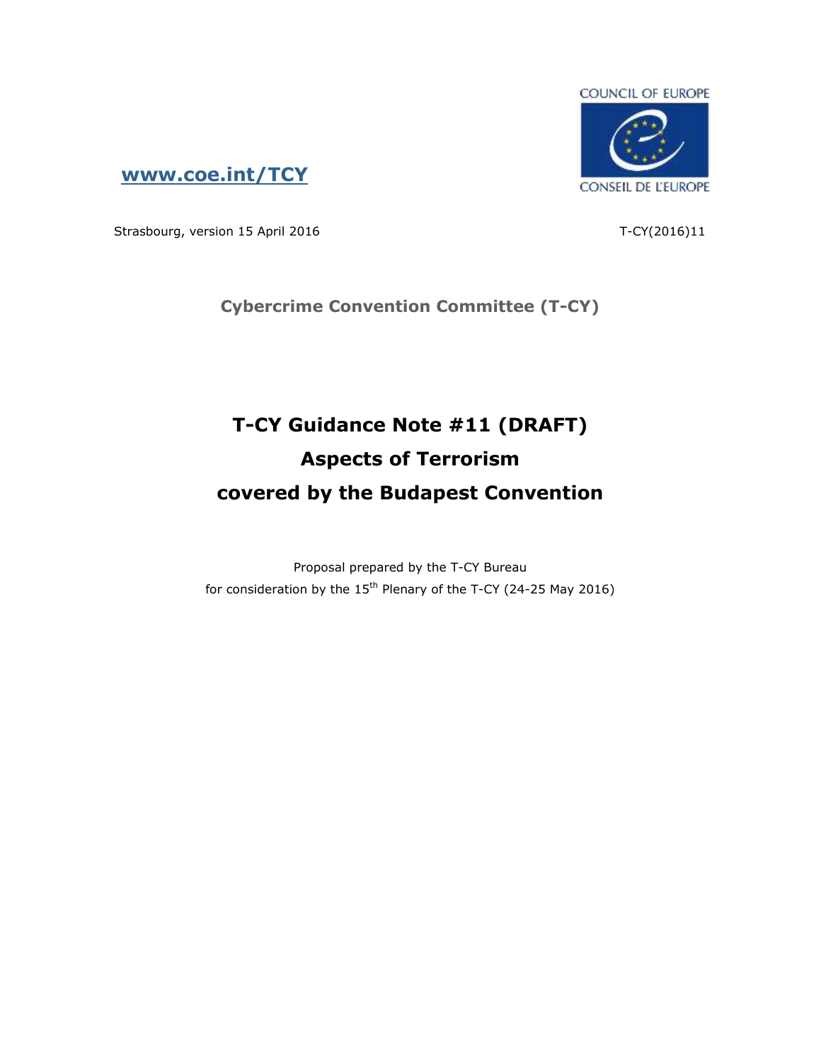COUNCIL OF EUROPE

CONSEIL DE L'EUROPE

[www.coe.int/TCY](http://www.coe.int/TCY)

Strasbourg, version 15 April 2016

T-CY(2016)11

**Cybercrime Convention Committee (T-CY)**

# T-CY Guidance Note #11 (DRAFT) Aspects of Terrorism covered by the Budapest Convention

Proposal prepared by the T-CY Bureau
for consideration by the 15th Plenary of the T-CY (24-25 May 2016)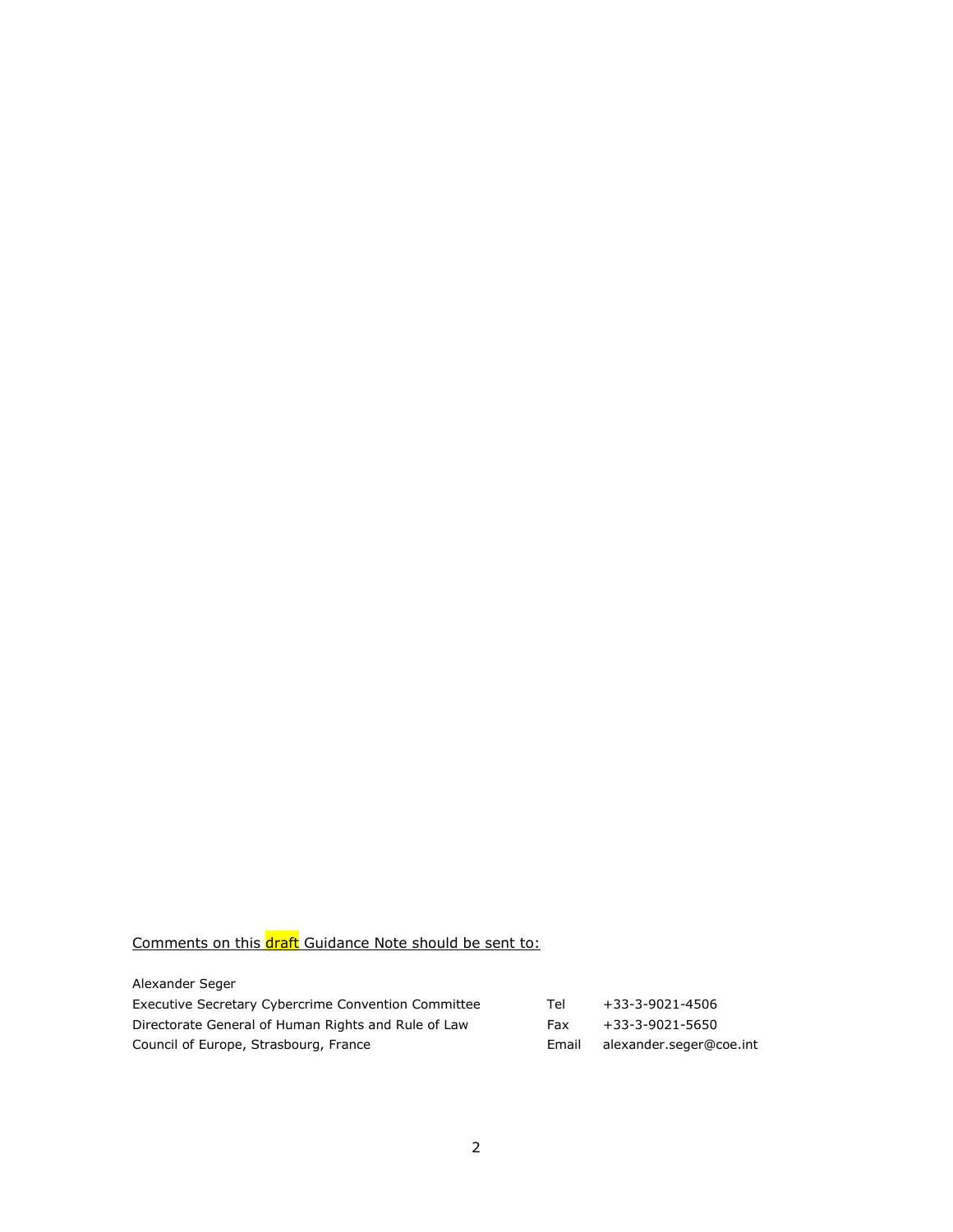Comments on this draft Guidance Note should be sent to:

Alexander Seger

| | | |
|---|---|---|
| Executive Secretary Cybercrime Convention Committee | Tel | +33-3-9021-4506 |
| Directorate General of Human Rights and Rule of Law | Fax | +33-3-9021-5650 |
| Council of Europe, Strasbourg, France | Email | alexander.seger@coe.int |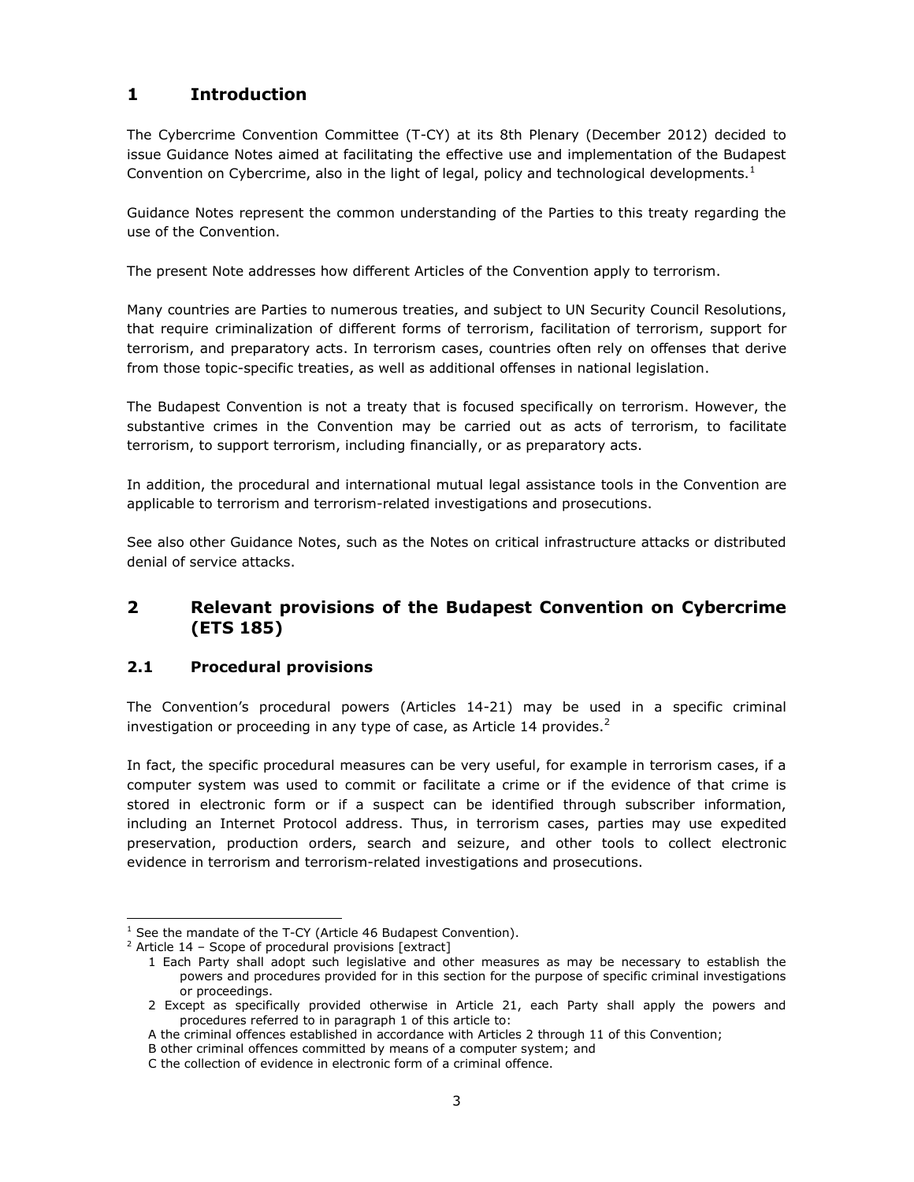# 1 Introduction

The Cybercrime Convention Committee (T-CY) at its 8th Plenary (December 2012) decided to issue Guidance Notes aimed at facilitating the effective use and implementation of the Budapest Convention on Cybercrime, also in the light of legal, policy and technological developments.[1]

Guidance Notes represent the common understanding of the Parties to this treaty regarding the use of the Convention.

The present Note addresses how different Articles of the Convention apply to terrorism.

Many countries are Parties to numerous treaties, and subject to UN Security Council Resolutions, that require criminalization of different forms of terrorism, facilitation of terrorism, support for terrorism, and preparatory acts. In terrorism cases, countries often rely on offenses that derive from those topic-specific treaties, as well as additional offenses in national legislation.

The Budapest Convention is not a treaty that is focused specifically on terrorism. However, the substantive crimes in the Convention may be carried out as acts of terrorism, to facilitate terrorism, to support terrorism, including financially, or as preparatory acts.

In addition, the procedural and international mutual legal assistance tools in the Convention are applicable to terrorism and terrorism-related investigations and prosecutions.

See also other Guidance Notes, such as the Notes on critical infrastructure attacks or distributed denial of service attacks.

# 2 Relevant provisions of the Budapest Convention on Cybercrime (ETS 185)

## 2.1 Procedural provisions

The Convention's procedural powers (Articles 14-21) may be used in a specific criminal investigation or proceeding in any type of case, as Article 14 provides.[2]

In fact, the specific procedural measures can be very useful, for example in terrorism cases, if a computer system was used to commit or facilitate a crime or if the evidence of that crime is stored in electronic form or if a suspect can be identified through subscriber information, including an Internet Protocol address. Thus, in terrorism cases, parties may use expedited preservation, production orders, search and seizure, and other tools to collect electronic evidence in terrorism and terrorism-related investigations and prosecutions.

---

[1] See the mandate of the T-CY (Article 46 Budapest Convention).

[2] Article 14 – Scope of procedural provisions [extract]

1 Each Party shall adopt such legislative and other measures as may be necessary to establish the powers and procedures provided for in this section for the purpose of specific criminal investigations or proceedings.

2 Except as specifically provided otherwise in Article 21, each Party shall apply the powers and procedures referred to in paragraph 1 of this article to:

A the criminal offences established in accordance with Articles 2 through 11 of this Convention;

B other criminal offences committed by means of a computer system; and

C the collection of evidence in electronic form of a criminal offence.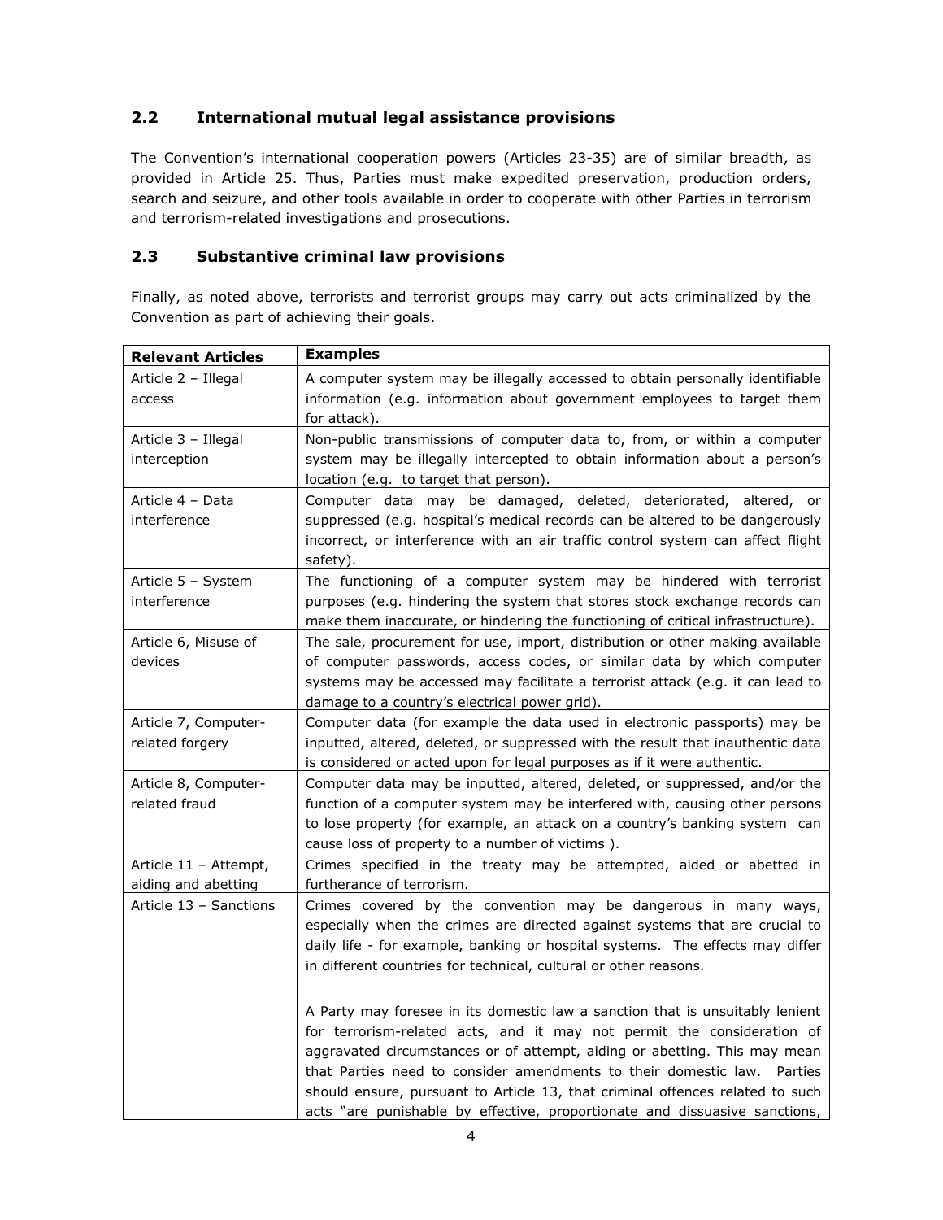## 2.2 International mutual legal assistance provisions

The Convention's international cooperation powers (Articles 23-35) are of similar breadth, as provided in Article 25. Thus, Parties must make expedited preservation, production orders, search and seizure, and other tools available in order to cooperate with other Parties in terrorism and terrorism-related investigations and prosecutions.

## 2.3 Substantive criminal law provisions

Finally, as noted above, terrorists and terrorist groups may carry out acts criminalized by the Convention as part of achieving their goals.

| Relevant Articles | Examples |
|---|---|
| Article 2 – Illegal access | A computer system may be illegally accessed to obtain personally identifiable information (e.g. information about government employees to target them for attack). |
| Article 3 – Illegal interception | Non-public transmissions of computer data to, from, or within a computer system may be illegally intercepted to obtain information about a person's location (e.g. to target that person). |
| Article 4 – Data interference | Computer data may be damaged, deleted, deteriorated, altered, or suppressed (e.g. hospital's medical records can be altered to be dangerously incorrect, or interference with an air traffic control system can affect flight safety). |
| Article 5 – System interference | The functioning of a computer system may be hindered with terrorist purposes (e.g. hindering the system that stores stock exchange records can make them inaccurate, or hindering the functioning of critical infrastructure). |
| Article 6, Misuse of devices | The sale, procurement for use, import, distribution or other making available of computer passwords, access codes, or similar data by which computer systems may be accessed may facilitate a terrorist attack (e.g. it can lead to damage to a country's electrical power grid). |
| Article 7, Computer-related forgery | Computer data (for example the data used in electronic passports) may be inputted, altered, deleted, or suppressed with the result that inauthentic data is considered or acted upon for legal purposes as if it were authentic. |
| Article 8, Computer-related fraud | Computer data may be inputted, altered, deleted, or suppressed, and/or the function of a computer system may be interfered with, causing other persons to lose property (for example, an attack on a country's banking system can cause loss of property to a number of victims ). |
| Article 11 – Attempt, aiding and abetting | Crimes specified in the treaty may be attempted, aided or abetted in furtherance of terrorism. |
| Article 13 – Sanctions | Crimes covered by the convention may be dangerous in many ways, especially when the crimes are directed against systems that are crucial to daily life - for example, banking or hospital systems. The effects may differ in different countries for technical, cultural or other reasons.<br><br>A Party may foresee in its domestic law a sanction that is unsuitably lenient for terrorism-related acts, and it may not permit the consideration of aggravated circumstances or of attempt, aiding or abetting. This may mean that Parties need to consider amendments to their domestic law. Parties should ensure, pursuant to Article 13, that criminal offences related to such acts "are punishable by effective, proportionate and dissuasive sanctions, |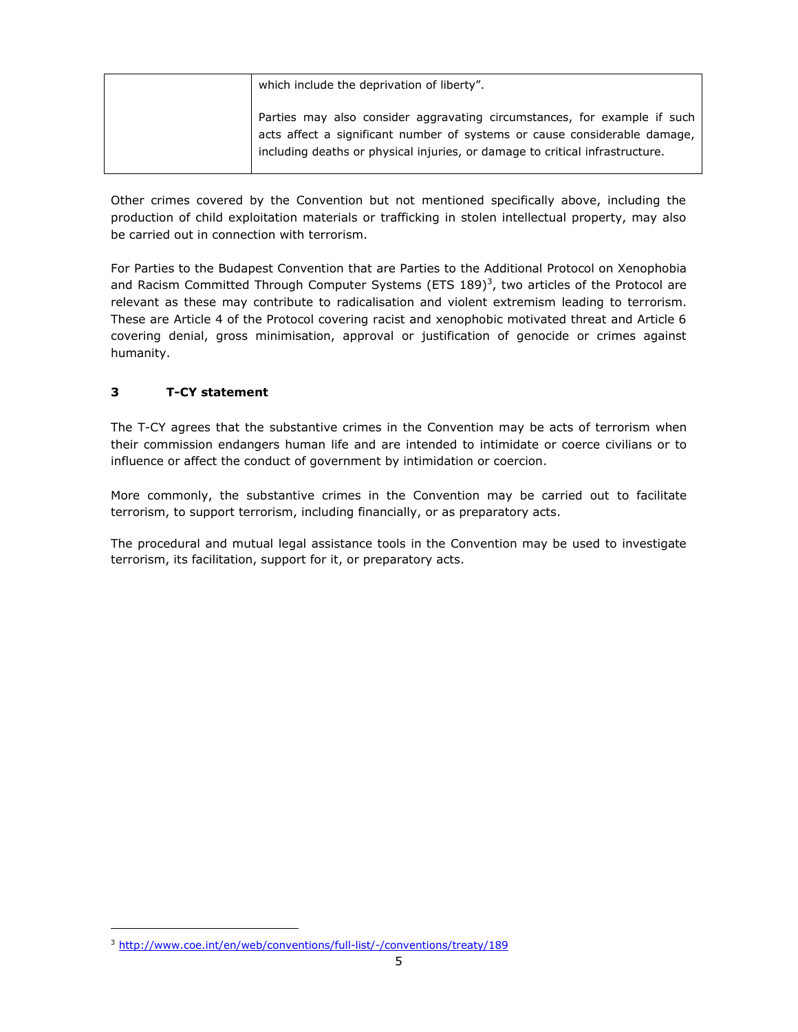| | |
|---|---|
| | which include the deprivation of liberty".<br><br>Parties may also consider aggravating circumstances, for example if such acts affect a significant number of systems or cause considerable damage, including deaths or physical injuries, or damage to critical infrastructure. |

Other crimes covered by the Convention but not mentioned specifically above, including the production of child exploitation materials or trafficking in stolen intellectual property, may also be carried out in connection with terrorism.

For Parties to the Budapest Convention that are Parties to the Additional Protocol on Xenophobia and Racism Committed Through Computer Systems (ETS 189)[3], two articles of the Protocol are relevant as these may contribute to radicalisation and violent extremism leading to terrorism. These are Article 4 of the Protocol covering racist and xenophobic motivated threat and Article 6 covering denial, gross minimisation, approval or justification of genocide or crimes against humanity.

## 3 T-CY statement

The T-CY agrees that the substantive crimes in the Convention may be acts of terrorism when their commission endangers human life and are intended to intimidate or coerce civilians or to influence or affect the conduct of government by intimidation or coercion.

More commonly, the substantive crimes in the Convention may be carried out to facilitate terrorism, to support terrorism, including financially, or as preparatory acts.

The procedural and mutual legal assistance tools in the Convention may be used to investigate terrorism, its facilitation, support for it, or preparatory acts.

[3] http://www.coe.int/en/web/conventions/full-list/-/conventions/treaty/189